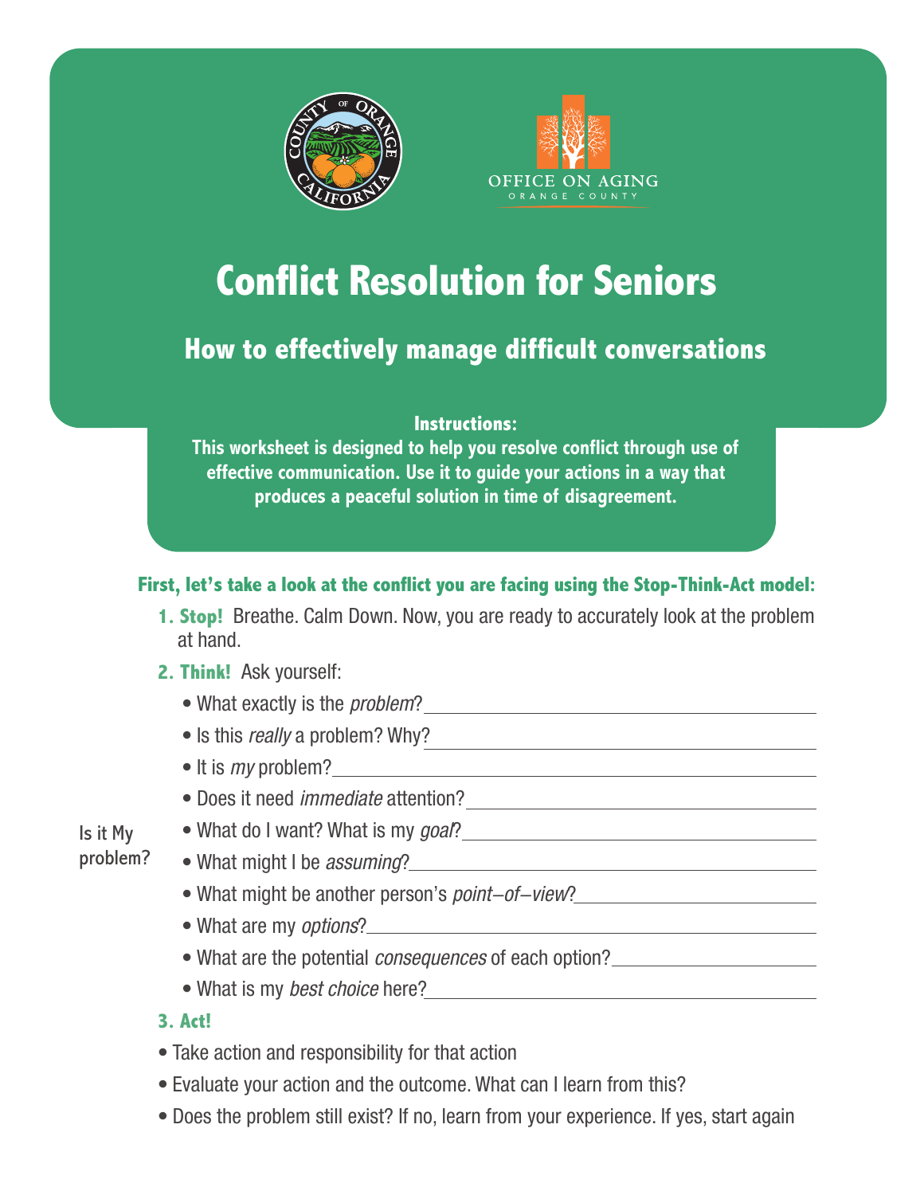# Conflict Resolution for Seniors

## How to effectively manage difficult conversations

**Instructions:**
**This worksheet is designed to help you resolve conflict through use of effective communication. Use it to guide your actions in a way that produces a peaceful solution in time of disagreement.**

**First, let's take a look at the conflict you are facing using the Stop-Think-Act model:**

1. **Stop!** Breathe. Calm Down. Now, you are ready to accurately look at the problem at hand.
2. **Think!** Ask yourself:
   - What exactly is the *problem*? ____________________
   - Is this *really* a problem? Why? ____________________
   - It is *my* problem? ____________________
   - Does it need *immediate* attention? ____________________
   - What do I want? What is my *goal*? ____________________
   - What might I be *assuming*? ____________________
   - What might be another person's *point–of–view*? ____________________
   - What are my *options*? ____________________
   - What are the potential *consequences* of each option? ____________________
   - What is my *best choice* here? ____________________

Is it My problem?

3. **Act!**

- Take action and responsibility for that action
- Evaluate your action and the outcome. What can I learn from this?
- Does the problem still exist? If no, learn from your experience. If yes, start again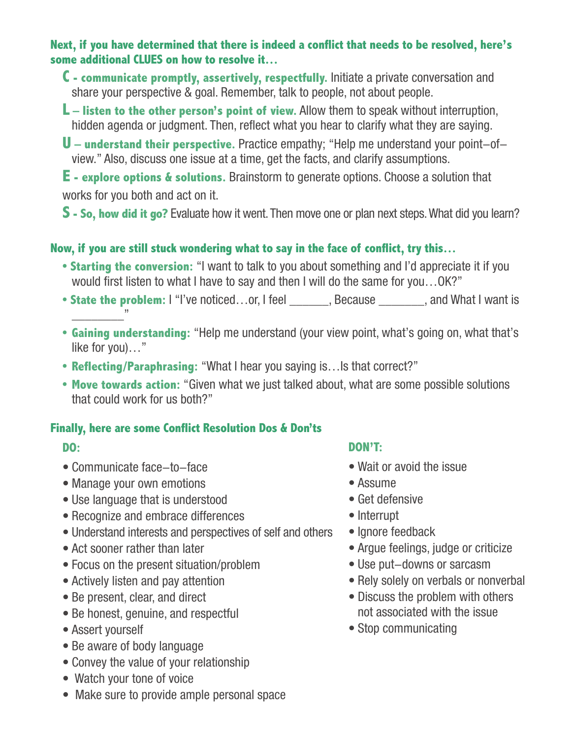**Next, if you have determined that there is indeed a conflict that needs to be resolved, here's some additional CLUES on how to resolve it…**

**C - communicate promptly, assertively, respectfully.** Initiate a private conversation and share your perspective & goal. Remember, talk to people, not about people.

**L – listen to the other person's point of view.** Allow them to speak without interruption, hidden agenda or judgment. Then, reflect what you hear to clarify what they are saying.

**U – understand their perspective.** Practice empathy; "Help me understand your point–of–view." Also, discuss one issue at a time, get the facts, and clarify assumptions.

**E - explore options & solutions.** Brainstorm to generate options. Choose a solution that works for you both and act on it.

**S - So, how did it go?** Evaluate how it went. Then move one or plan next steps. What did you learn?

**Now, if you are still stuck wondering what to say in the face of conflict, try this…**

- **Starting the conversion:** "I want to talk to you about something and I'd appreciate it if you would first listen to what I have to say and then I will do the same for you…OK?"
- **State the problem:** I "I've noticed…or, I feel ______, Because _______, and What I want is ________"
- **Gaining understanding:** "Help me understand (your view point, what's going on, what that's like for you)…"
- **Reflecting/Paraphrasing:** "What I hear you saying is…Is that correct?"
- **Move towards action:** "Given what we just talked about, what are some possible solutions that could work for us both?"

**Finally, here are some Conflict Resolution Dos & Don'ts**

**DO:**

- Communicate face–to–face
- Manage your own emotions
- Use language that is understood
- Recognize and embrace differences
- Understand interests and perspectives of self and others
- Act sooner rather than later
- Focus on the present situation/problem
- Actively listen and pay attention
- Be present, clear, and direct
- Be honest, genuine, and respectful
- Assert yourself
- Be aware of body language
- Convey the value of your relationship
- Watch your tone of voice
- Make sure to provide ample personal space

**DON'T:**

- Wait or avoid the issue
- Assume
- Get defensive
- Interrupt
- Ignore feedback
- Argue feelings, judge or criticize
- Use put–downs or sarcasm
- Rely solely on verbals or nonverbal
- Discuss the problem with others not associated with the issue
- Stop communicating